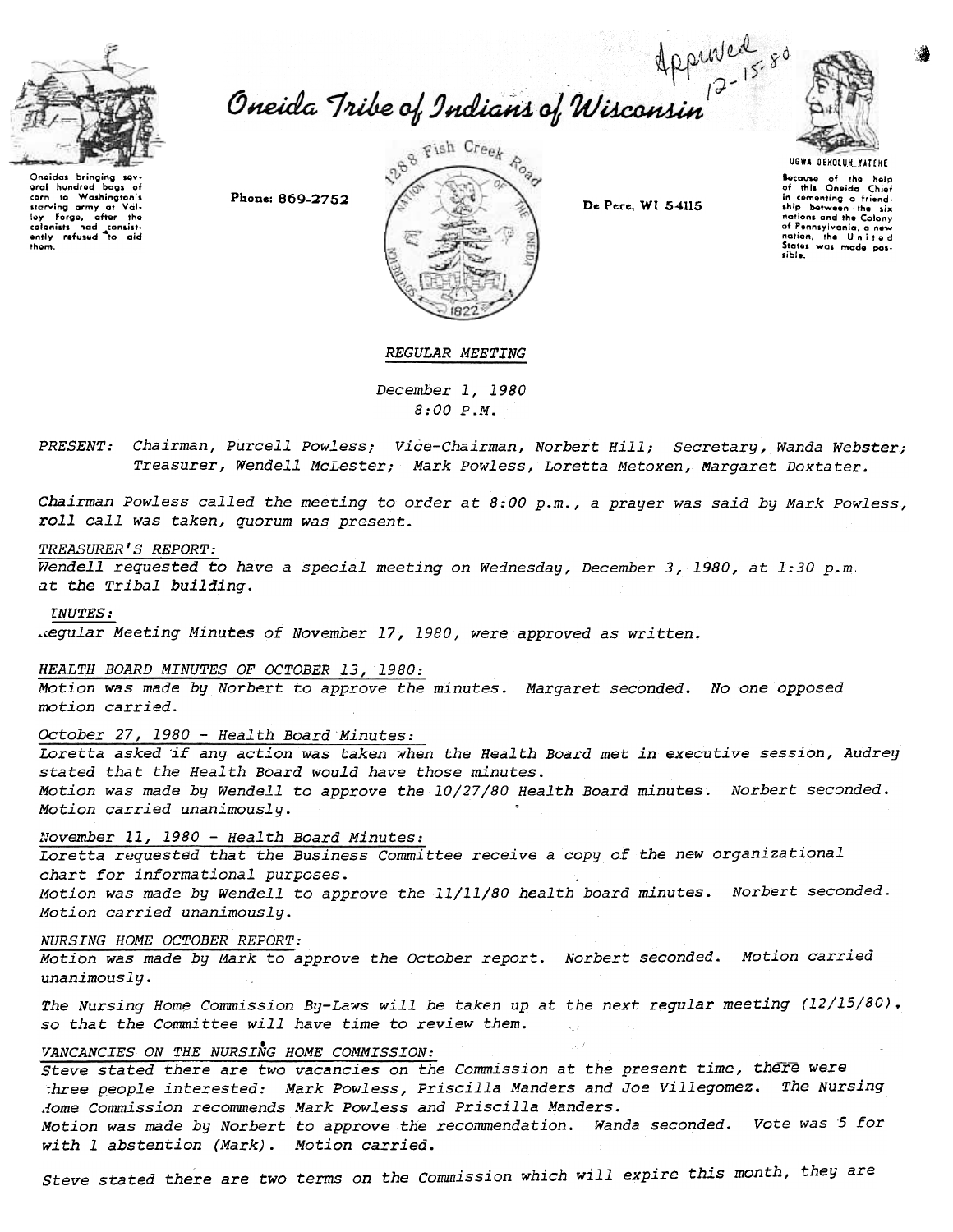Approved 12-15-80

# Oneida Tribe of Indians of Wisconsin

Oneidas bringing several hundred bags of corn to Washington's starving army at Valley Forge, after the colonists had consistently refused to aid them.

Phone: 869-2752

1288 Fish Creek Road

De Pere, WI 54115

UGWA DEHOLUH YATEHE

Because of the help of this Oneida Chief in cementing a friendship between the six nations and the Colony of Pennsylvania, a new nation, the United States was made possible.

*REGULAR MEETING*

*December 1, 1980*
*8:00 P.M.*

*PRESENT: Chairman, Purcell Powless; Vice-Chairman, Norbert Hill; Secretary, Wanda Webster; Treasurer, Wendell McLester; Mark Powless, Loretta Metoxen, Margaret Doxtater.*

*Chairman Powless called the meeting to order at 8:00 p.m., a prayer was said by Mark Powless, roll call was taken, quorum was present.*

*TREASURER'S REPORT:*

*Wendell requested to have a special meeting on Wednesday, December 3, 1980, at 1:30 p.m. at the Tribal building.*

*INUTES:*

*Regular Meeting Minutes of November 17, 1980, were approved as written.*

*HEALTH BOARD MINUTES OF OCTOBER 13, 1980:*

*Motion was made by Norbert to approve the minutes. Margaret seconded. No one opposed motion carried.*

*October 27, 1980 - Health Board Minutes:*

*Loretta asked if any action was taken when the Health Board met in executive session, Audrey stated that the Health Board would have those minutes.*

*Motion was made by Wendell to approve the 10/27/80 Health Board minutes. Norbert seconded. Motion carried unanimously.*

*November 11, 1980 - Health Board Minutes:*

*Loretta requested that the Business Committee receive a copy of the new organizational chart for informational purposes.*

*Motion was made by Wendell to approve the 11/11/80 health board minutes. Norbert seconded. Motion carried unanimously.*

*NURSING HOME OCTOBER REPORT:*

*Motion was made by Mark to approve the October report. Norbert seconded. Motion carried unanimously.*

*The Nursing Home Commission By-Laws will be taken up at the next regular meeting (12/15/80), so that the Committee will have time to review them.*

*VANCANCIES ON THE NURSING HOME COMMISSION:*

*Steve stated there are two vacancies on the Commission at the present time, there were three people interested: Mark Powless, Priscilla Manders and Joe Villegomez. The Nursing Home Commission recommends Mark Powless and Priscilla Manders.*

*Motion was made by Norbert to approve the recommendation. Wanda seconded. Vote was 5 for with 1 abstention (Mark). Motion carried.*

*Steve stated there are two terms on the Commission which will expire this month, they are*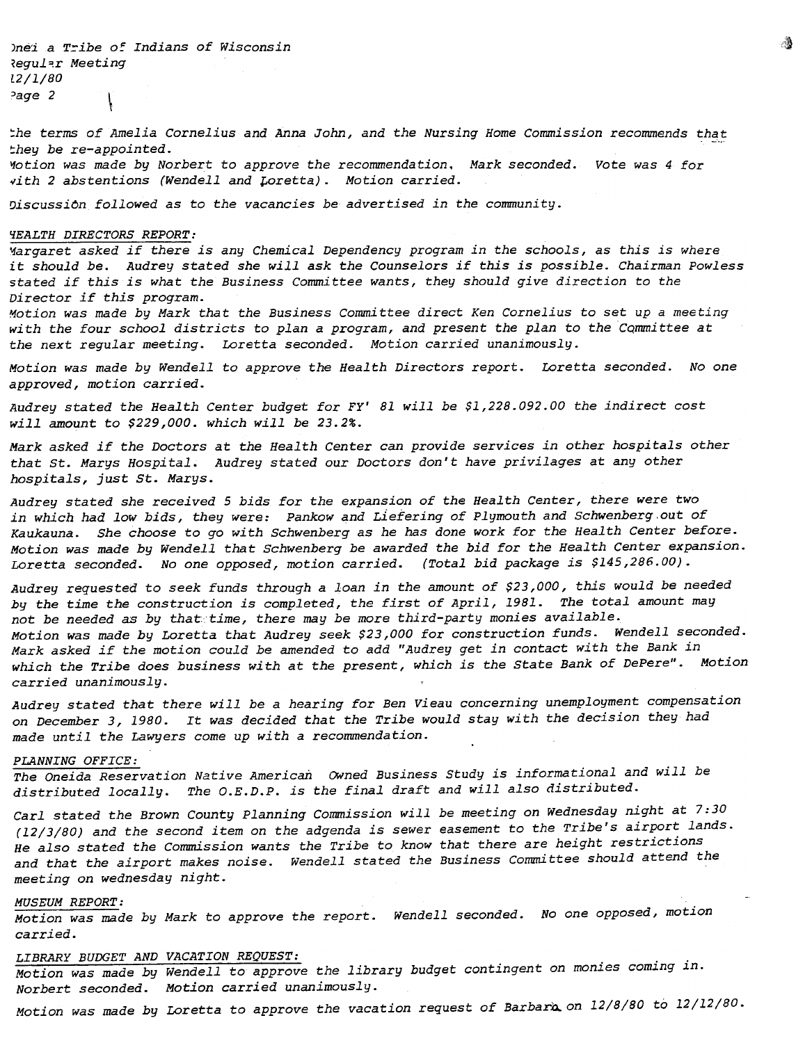the terms of Amelia Cornelius and Anna John, and the Nursing Home Commission recommends that they be re-appointed.
Motion was made by Norbert to approve the recommendation. Mark seconded. Vote was 4 for with 2 abstentions (Wendell and Loretta). Motion carried.

Discussion followed as to the vacancies be advertised in the community.

HEALTH DIRECTORS REPORT:
Margaret asked if there is any Chemical Dependency program in the schools, as this is where it should be. Audrey stated she will ask the Counselors if this is possible. Chairman Powless stated if this is what the Business Committee wants, they should give direction to the Director if this program.
Motion was made by Mark that the Business Committee direct Ken Cornelius to set up a meeting with the four school districts to plan a program, and present the plan to the Committee at the next regular meeting. Loretta seconded. Motion carried unanimously.

Motion was made by Wendell to approve the Health Directors report. Loretta seconded. No one approved, motion carried.

Audrey stated the Health Center budget for FY' 81 will be $1,228.092.00 the indirect cost will amount to $229,000. which will be 23.2%.

Mark asked if the Doctors at the Health Center can provide services in other hospitals other that St. Marys Hospital. Audrey stated our Doctors don't have privilages at any other hospitals, just St. Marys.

Audrey stated she received 5 bids for the expansion of the Health Center, there were two in which had low bids, they were: Pankow and Liefering of Plymouth and Schwenberg out of Kaukauna. She choose to go with Schwenberg as he has done work for the Health Center before. Motion was made by Wendell that Schwenberg be awarded the bid for the Health Center expansion. Loretta seconded. No one opposed, motion carried. (Total bid package is $145,286.00).

Audrey requested to seek funds through a loan in the amount of $23,000, this would be needed by the time the construction is completed, the first of April, 1981. The total amount may not be needed as by that time, there may be more third-party monies available.
Motion was made by Loretta that Audrey seek $23,000 for construction funds. Wendell seconded. Mark asked if the motion could be amended to add "Audrey get in contact with the Bank in which the Tribe does business with at the present, which is the State Bank of DePere". Motion carried unanimously.

Audrey stated that there will be a hearing for Ben Vieau concerning unemployment compensation on December 3, 1980. It was decided that the Tribe would stay with the decision they had made until the Lawyers come up with a recommendation.

PLANNING OFFICE:
The Oneida Reservation Native American Owned Business Study is informational and will be distributed locally. The O.E.D.P. is the final draft and will also distributed.

Carl stated the Brown County Planning Commission will be meeting on Wednesday night at 7:30 (12/3/80) and the second item on the adgenda is sewer easement to the Tribe's airport lands. He also stated the Commission wants the Tribe to know that there are height restrictions and that the airport makes noise. Wendell stated the Business Committee should attend the meeting on wednesday night.

MUSEUM REPORT:
Motion was made by Mark to approve the report. Wendell seconded. No one opposed, motion carried.

LIBRARY BUDGET AND VACATION REQUEST:
Motion was made by Wendell to approve the library budget contingent on monies coming in. Norbert seconded. Motion carried unanimously.

Motion was made by Loretta to approve the vacation request of Barbara on 12/8/80 to 12/12/80.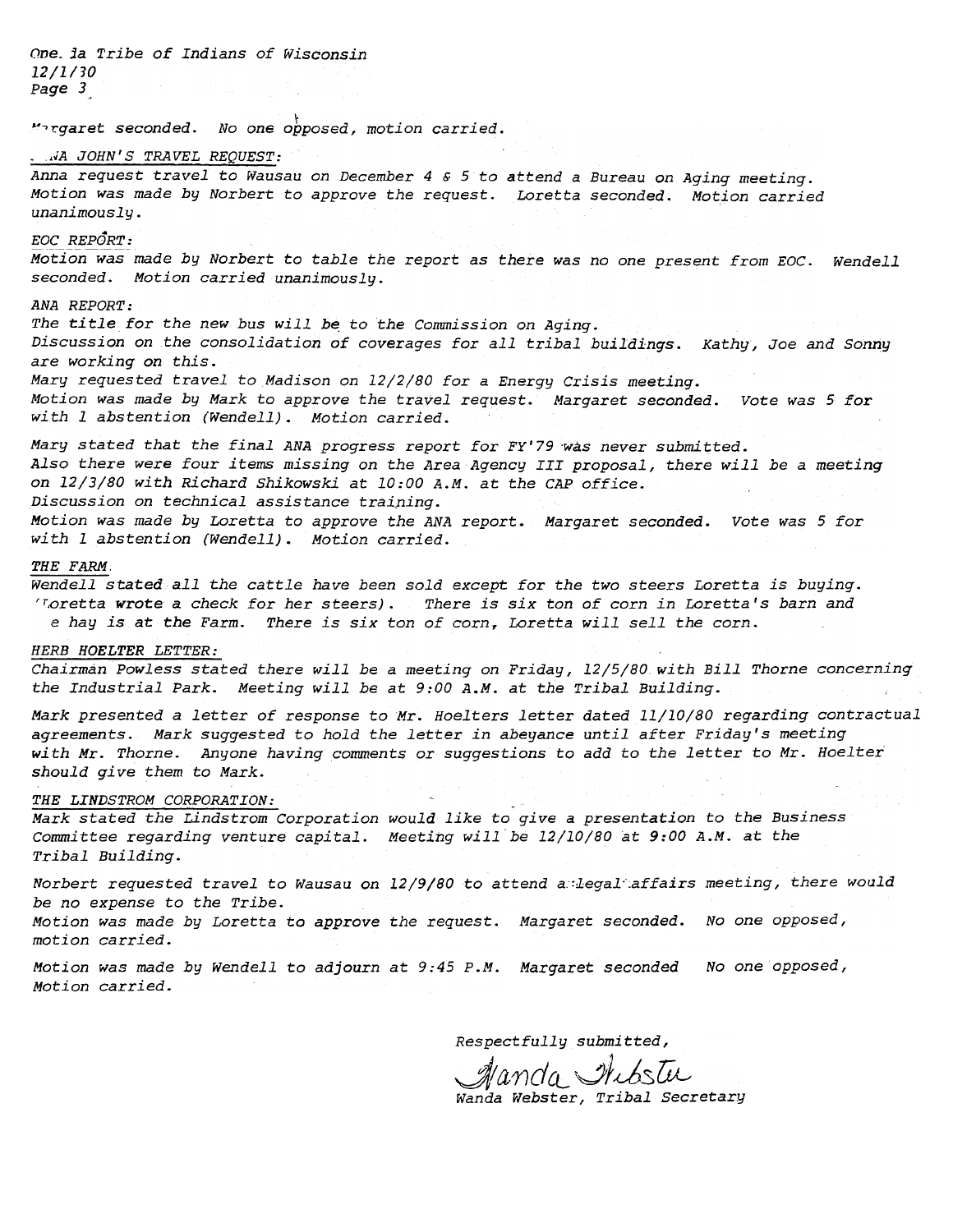Oneida Tribe of Indians of Wisconsin
12/1/30
Page 3

Margaret seconded. No one opposed, motion carried.

ANA JOHN'S TRAVEL REQUEST:

Anna request travel to Wausau on December 4 & 5 to attend a Bureau on Aging meeting. Motion was made by Norbert to approve the request. Loretta seconded. Motion carried unanimously.

EOC REPORT:

Motion was made by Norbert to table the report as there was no one present from EOC. Wendell seconded. Motion carried unanimously.

ANA REPORT:

The title for the new bus will be to the Commission on Aging.
Discussion on the consolidation of coverages for all tribal buildings. Kathy, Joe and Sonny are working on this.
Mary requested travel to Madison on 12/2/80 for a Energy Crisis meeting.
Motion was made by Mark to approve the travel request. Margaret seconded. Vote was 5 for with 1 abstention (Wendell). Motion carried.

Mary stated that the final ANA progress report for FY'79 was never submitted.
Also there were four items missing on the Area Agency III proposal, there will be a meeting on 12/3/80 with Richard Shikowski at 10:00 A.M. at the CAP office.
Discussion on technical assistance training.
Motion was made by Loretta to approve the ANA report. Margaret seconded. Vote was 5 for with 1 abstention (Wendell). Motion carried.

THE FARM

Wendell stated all the cattle have been sold except for the two steers Loretta is buying. (Loretta wrote a check for her steers). There is six ton of corn in Loretta's barn and the hay is at the Farm. There is six ton of corn, Loretta will sell the corn.

HERB HOELTER LETTER:

Chairman Powless stated there will be a meeting on Friday, 12/5/80 with Bill Thorne concerning the Industrial Park. Meeting will be at 9:00 A.M. at the Tribal Building.

Mark presented a letter of response to Mr. Hoelters letter dated 11/10/80 regarding contractual agreements. Mark suggested to hold the letter in abeyance until after Friday's meeting with Mr. Thorne. Anyone having comments or suggestions to add to the letter to Mr. Hoelter should give them to Mark.

THE LINDSTROM CORPORATION:

Mark stated the Lindstrom Corporation would like to give a presentation to the Business Committee regarding venture capital. Meeting will be 12/10/80 at 9:00 A.M. at the Tribal Building.

Norbert requested travel to Wausau on 12/9/80 to attend a legal affairs meeting, there would be no expense to the Tribe.
Motion was made by Loretta to approve the request. Margaret seconded. No one opposed, motion carried.

Motion was made by Wendell to adjourn at 9:45 P.M. Margaret seconded No one opposed, Motion carried.

Respectfully submitted,

Wanda Webster

Wanda Webster, Tribal Secretary